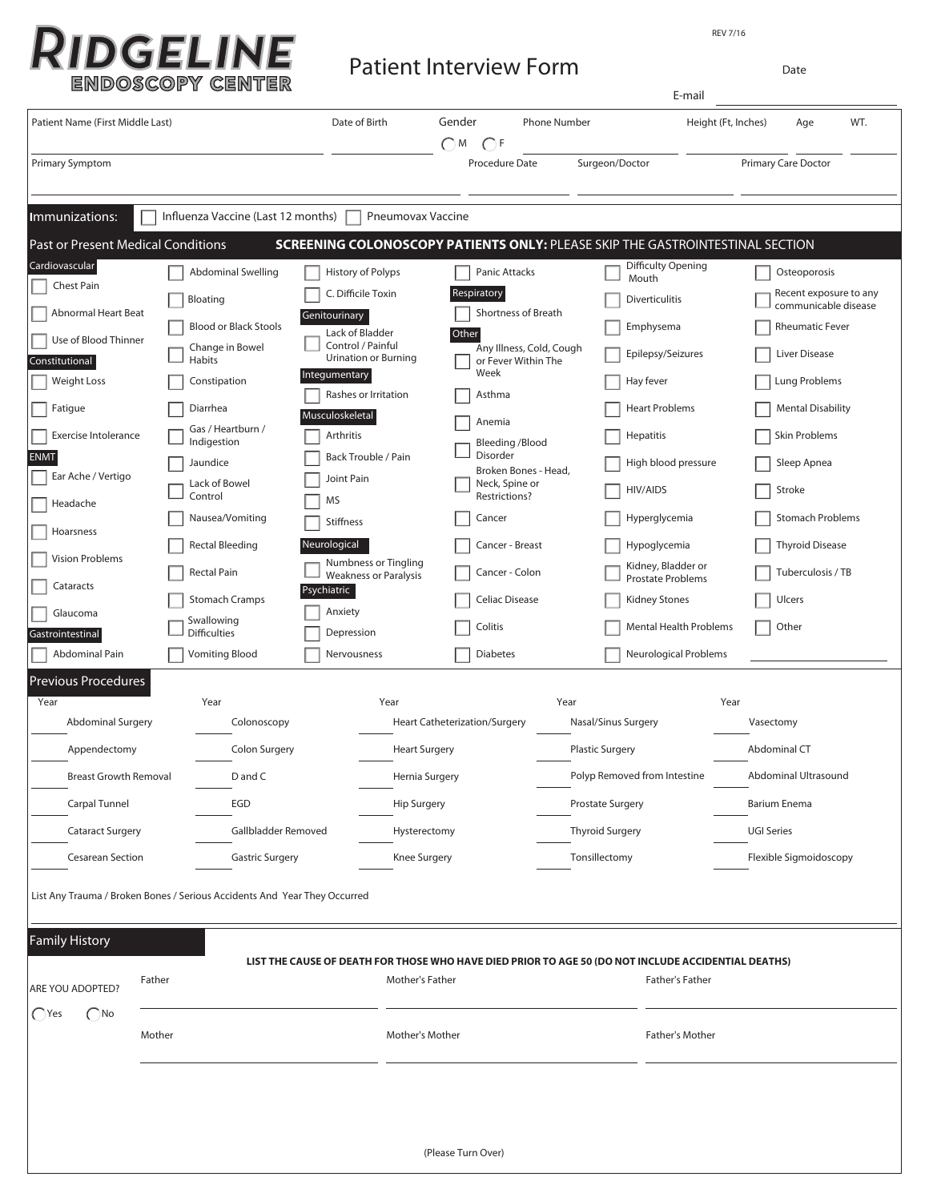# RIDGELINE ENDOSCOPY CENTER

## Patient Interview Form

REV 7/16

Date

E-mail

| Patient Name (First Middle Last) | Date of Birth | Gender ◯ M ◯ F | Phone Number | Height (Ft, Inches) | Age | WT. |
|---|---|---|---|---|---|---|
| | | | | | | |

| Primary Symptom | Procedure Date | Surgeon/Doctor | Primary Care Doctor |
|---|---|---|---|
| | | | |

**Immunizations:** ☐ Influenza Vaccine (Last 12 months) ☐ Pneumovax Vaccine

## Past or Present Medical Conditions

**SCREENING COLONOSCOPY PATIENTS ONLY:** PLEASE SKIP THE GASTROINTESTINAL SECTION

**Cardiovascular**
- ☐ Chest Pain
- ☐ Abnormal Heart Beat
- ☐ Use of Blood Thinner

**Constitutional**
- ☐ Weight Loss
- ☐ Fatigue
- ☐ Exercise Intolerance

**ENMT**
- ☐ Ear Ache / Vertigo
- ☐ Headache
- ☐ Hoarseness
- ☐ Vision Problems
- ☐ Cataracts
- ☐ Glaucoma

**Gastrointestinal**
- ☐ Abdominal Pain
- ☐ Abdominal Swelling
- ☐ Bloating
- ☐ Blood or Black Stools
- ☐ Change in Bowel Habits
- ☐ Constipation
- ☐ Diarrhea
- ☐ Gas / Heartburn / Indigestion
- ☐ Jaundice
- ☐ Lack of Bowel Control
- ☐ Nausea/Vomiting
- ☐ Rectal Bleeding
- ☐ Rectal Pain
- ☐ Stomach Cramps
- ☐ Swallowing Difficulties
- ☐ Vomiting Blood
- ☐ History of Polyps
- ☐ C. Difficile Toxin

**Genitourinary**
- ☐ Lack of Bladder Control / Painful Urination or Burning

**Integumentary**
- ☐ Rashes or Irritation

**Musculoskeletal**
- ☐ Arthritis
- ☐ Back Trouble / Pain
- ☐ Joint Pain
- ☐ MS
- ☐ Stiffness

**Neurological**
- ☐ Numbness or Tingling Weakness or Paralysis

**Psychiatric**
- ☐ Anxiety
- ☐ Depression
- ☐ Nervousness
- ☐ Panic Attacks

**Respiratory**
- ☐ Shortness of Breath

**Other**
- ☐ Any Illness, Cold, Cough or Fever Within The Week
- ☐ Asthma
- ☐ Anemia
- ☐ Bleeding /Blood Disorder
- ☐ Broken Bones - Head, Neck, Spine or Restrictions?
- ☐ Cancer
- ☐ Cancer - Breast
- ☐ Cancer - Colon
- ☐ Celiac Disease
- ☐ Colitis
- ☐ Diabetes
- ☐ Difficulty Opening Mouth
- ☐ Diverticulitis
- ☐ Emphysema
- ☐ Epilepsy/Seizures
- ☐ Hay fever
- ☐ Heart Problems
- ☐ Hepatitis
- ☐ High blood pressure
- ☐ HIV/AIDS
- ☐ Hyperglycemia
- ☐ Hypoglycemia
- ☐ Kidney, Bladder or Prostate Problems
- ☐ Kidney Stones
- ☐ Mental Health Problems
- ☐ Neurological Problems
- ☐ Osteoporosis
- ☐ Recent exposure to any communicable disease
- ☐ Rheumatic Fever
- ☐ Liver Disease
- ☐ Lung Problems
- ☐ Mental Disability
- ☐ Skin Problems
- ☐ Sleep Apnea
- ☐ Stroke
- ☐ Stomach Problems
- ☐ Thyroid Disease
- ☐ Tuberculosis / TB
- ☐ Ulcers
- ☐ Other ____________

## Previous Procedures

| Year | Procedure | Year | Procedure | Year | Procedure | Year | Procedure | Year | Procedure |
|---|---|---|---|---|---|---|---|---|---|
| | Abdominal Surgery | | Colonoscopy | | Heart Catheterization/Surgery | | Nasal/Sinus Surgery | | Vasectomy |
| | Appendectomy | | Colon Surgery | | Heart Surgery | | Plastic Surgery | | Abdominal CT |
| | Breast Growth Removal | | D and C | | Hernia Surgery | | Polyp Removed from Intestine | | Abdominal Ultrasound |
| | Carpal Tunnel | | EGD | | Hip Surgery | | Prostate Surgery | | Barium Enema |
| | Cataract Surgery | | Gallbladder Removed | | Hysterectomy | | Thyroid Surgery | | UGI Series |
| | Cesarean Section | | Gastric Surgery | | Knee Surgery | | Tonsillectomy | | Flexible Sigmoidoscopy |

List Any Trauma / Broken Bones / Serious Accidents And Year They Occurred

## Family History

ARE YOU ADOPTED? ◯ Yes ◯ No

**LIST THE CAUSE OF DEATH FOR THOSE WHO HAVE DIED PRIOR TO AGE 50 (DO NOT INCLUDE ACCIDENTIAL DEATHS)**

| Father | Mother's Father | Father's Father |
|---|---|---|
| | | |
| **Mother** | **Mother's Mother** | **Father's Mother** |
| | | |

(Please Turn Over)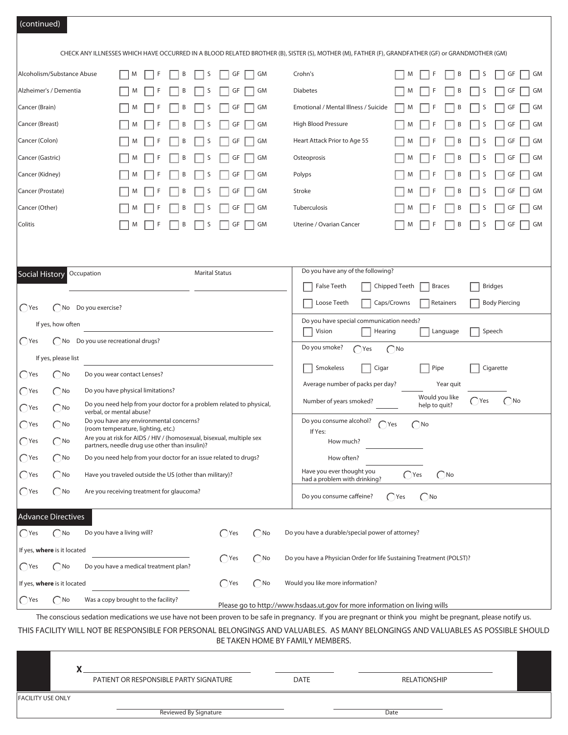(continued)

CHECK ANY ILLNESSES WHICH HAVE OCCURRED IN A BLOOD RELATED BROTHER (B), SISTER (S), MOTHER (M), FATHER (F), GRANDFATHER (GF) or GRANDMOTHER (GM)

| Illness | | | | | | | Illness | | | | | | |
|---|---|---|---|---|---|---|---|---|---|---|---|---|---|
| Alcoholism/Substance Abuse | ☐ M | ☐ F | ☐ B | ☐ S | ☐ GF | ☐ GM | Crohn's | ☐ M | ☐ F | ☐ B | ☐ S | ☐ GF | ☐ GM |
| Alzheimer's / Dementia | ☐ M | ☐ F | ☐ B | ☐ S | ☐ GF | ☐ GM | Diabetes | ☐ M | ☐ F | ☐ B | ☐ S | ☐ GF | ☐ GM |
| Cancer (Brain) | ☐ M | ☐ F | ☐ B | ☐ S | ☐ GF | ☐ GM | Emotional / Mental Illness / Suicide | ☐ M | ☐ F | ☐ B | ☐ S | ☐ GF | ☐ GM |
| Cancer (Breast) | ☐ M | ☐ F | ☐ B | ☐ S | ☐ GF | ☐ GM | High Blood Pressure | ☐ M | ☐ F | ☐ B | ☐ S | ☐ GF | ☐ GM |
| Cancer (Colon) | ☐ M | ☐ F | ☐ B | ☐ S | ☐ GF | ☐ GM | Heart Attack Prior to Age 55 | ☐ M | ☐ F | ☐ B | ☐ S | ☐ GF | ☐ GM |
| Cancer (Gastric) | ☐ M | ☐ F | ☐ B | ☐ S | ☐ GF | ☐ GM | Osteoprosis | ☐ M | ☐ F | ☐ B | ☐ S | ☐ GF | ☐ GM |
| Cancer (Kidney) | ☐ M | ☐ F | ☐ B | ☐ S | ☐ GF | ☐ GM | Polyps | ☐ M | ☐ F | ☐ B | ☐ S | ☐ GF | ☐ GM |
| Cancer (Prostate) | ☐ M | ☐ F | ☐ B | ☐ S | ☐ GF | ☐ GM | Stroke | ☐ M | ☐ F | ☐ B | ☐ S | ☐ GF | ☐ GM |
| Cancer (Other) | ☐ M | ☐ F | ☐ B | ☐ S | ☐ GF | ☐ GM | Tuberculosis | ☐ M | ☐ F | ☐ B | ☐ S | ☐ GF | ☐ GM |
| Colitis | ☐ M | ☐ F | ☐ B | ☐ S | ☐ GF | ☐ GM | Uterine / Ovarian Cancer | ☐ M | ☐ F | ☐ B | ☐ S | ☐ GF | ☐ GM |

## Social History

Occupation ________________ Marital Status ________________

◯ Yes ◯ No Do you exercise?

If yes, how often ________________

◯ Yes ◯ No Do you use recreational drugs?

If yes, please list ________________

◯ Yes ◯ No Do you wear contact Lenses?

◯ Yes ◯ No Do you have physical limitations?

◯ Yes ◯ No Do you need help from your doctor for a problem related to physical, verbal, or mental abuse?

◯ Yes ◯ No Do you have any environmental concerns? (room temperature, lighting, etc.)

◯ Yes ◯ No Are you at risk for AIDS / HIV / (homosexual, bisexual, multiple sex partners, needle drug use other than insulin)?

◯ Yes ◯ No Do you need help from your doctor for an issue related to drugs?

◯ Yes ◯ No Have you traveled outside the US (other than military)?

◯ Yes ◯ No Are you receiving treatment for glaucoma?

Do you have any of the following?

☐ False Teeth ☐ Chipped Teeth ☐ Braces ☐ Bridges

☐ Loose Teeth ☐ Caps/Crowns ☐ Retainers ☐ Body Piercing

Do you have special communication needs?

☐ Vision ☐ Hearing ☐ Language ☐ Speech

Do you smoke? ◯ Yes ◯ No

☐ Smokeless ☐ Cigar ☐ Pipe ☐ Cigarette

Average number of packs per day? ________ Year quit ________

Number of years smoked? ________ Would you like help to quit? ◯ Yes ◯ No

Do you consume alcohol? ◯ Yes ◯ No

If Yes:

How much? ________________

How often? ________________

Have you ever thought you had a problem with drinking? ◯ Yes ◯ No

Do you consume caffeine? ◯ Yes ◯ No

## Advance Directives

◯ Yes ◯ No Do you have a living will?

If yes, **where** is it located ________________

◯ Yes ◯ No Do you have a medical treatment plan?

If yes, **where** is it located ________________

◯ Yes ◯ No Was a copy brought to the facility?

◯ Yes ◯ No Do you have a durable/special power of attorney?

◯ Yes ◯ No Do you have a Physician Order for life Sustaining Treatment (POLST)?

◯ Yes ◯ No Would you like more information?

Please go to http://www.hsdaas.ut.gov for more information on living wills

The conscious sedation medications we use have not been proven to be safe in pregnancy. If you are pregnant or think you might be pregnant, please notify us.

THIS FACILITY WILL NOT BE RESPONSIBLE FOR PERSONAL BELONGINGS AND VALUABLES. AS MANY BELONGINGS AND VALUABLES AS POSSIBLE SHOULD BE TAKEN HOME BY FAMILY MEMBERS.

X ________________________________ ________________ ________________________

PATIENT OR RESPONSIBLE PARTY SIGNATURE DATE RELATIONSHIP

FACILITY USE ONLY

________________________________ ________________

Reviewed By Signature Date